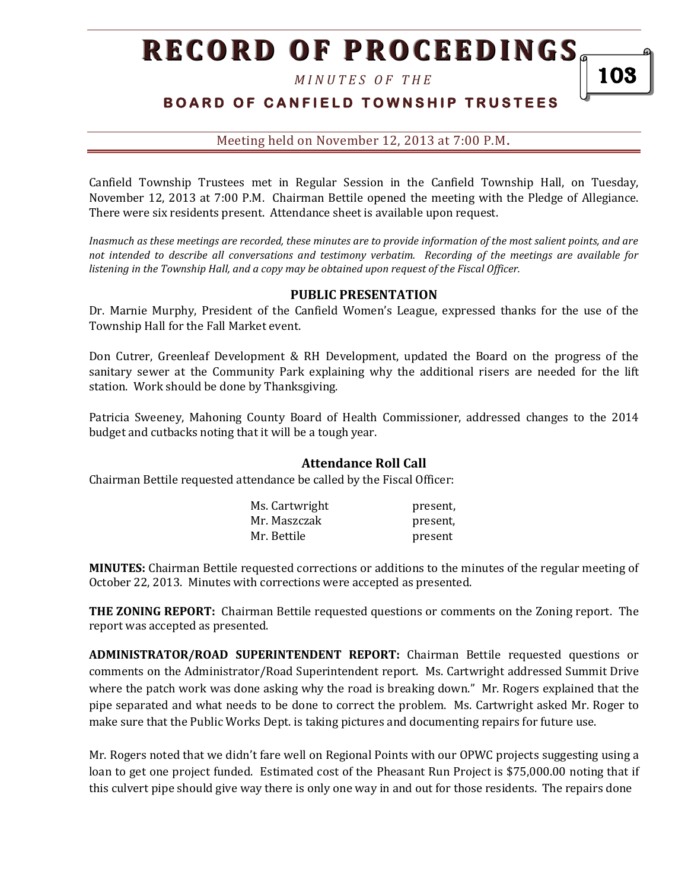# RECORD OF PROCEEDINGS

*MINUTES OF THE*

## BOARD OF CANFIELD TOWNSHIP TRUSTEES

Meeting held on November 12, 2013 at 7:00 P.M.

Canfield Township Trustees met in Regular Session in the Canfield Township Hall, on Tuesday, November 12, 2013 at 7:00 P.M. Chairman Bettile opened the meeting with the Pledge of Allegiance. There were six residents present. Attendance sheet is available upon request.

*Inasmuch as these meetings are recorded, these minutes are to provide information of the most salient points, and are not intended to describe all conversations and testimony verbatim. Recording of the meetings are available for listening in the Township Hall, and a copy may be obtained upon request of the Fiscal Officer.*

### PUBLIC PRESENTATION

Dr. Marnie Murphy, President of the Canfield Women's League, expressed thanks for the use of the Township Hall for the Fall Market event.

Don Cutrer, Greenleaf Development & RH Development, updated the Board on the progress of the sanitary sewer at the Community Park explaining why the additional risers are needed for the lift station. Work should be done by Thanksgiving.

Patricia Sweeney, Mahoning County Board of Health Commissioner, addressed changes to the 2014 budget and cutbacks noting that it will be a tough year.

### Attendance Roll Call

Chairman Bettile requested attendance be called by the Fiscal Officer:

| | |
|---|---|
| Ms. Cartwright | present, |
| Mr. Maszczak | present, |
| Mr. Bettile | present |

**MINUTES:** Chairman Bettile requested corrections or additions to the minutes of the regular meeting of October 22, 2013. Minutes with corrections were accepted as presented.

**THE ZONING REPORT:** Chairman Bettile requested questions or comments on the Zoning report. The report was accepted as presented.

**ADMINISTRATOR/ROAD SUPERINTENDENT REPORT:** Chairman Bettile requested questions or comments on the Administrator/Road Superintendent report. Ms. Cartwright addressed Summit Drive where the patch work was done asking why the road is breaking down." Mr. Rogers explained that the pipe separated and what needs to be done to correct the problem. Ms. Cartwright asked Mr. Roger to make sure that the Public Works Dept. is taking pictures and documenting repairs for future use.

Mr. Rogers noted that we didn't fare well on Regional Points with our OPWC projects suggesting using a loan to get one project funded. Estimated cost of the Pheasant Run Project is $75,000.00 noting that if this culvert pipe should give way there is only one way in and out for those residents. The repairs done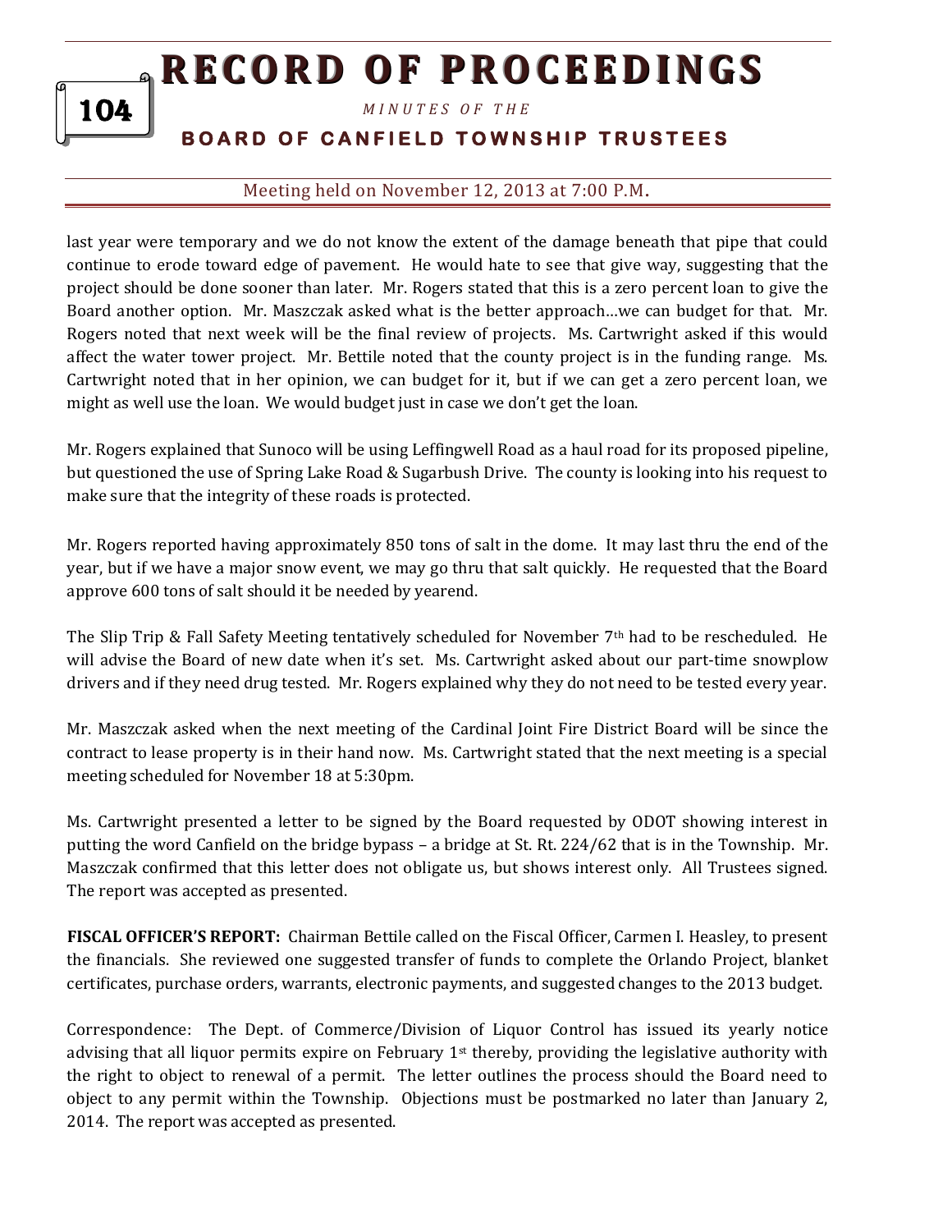last year were temporary and we do not know the extent of the damage beneath that pipe that could continue to erode toward edge of pavement. He would hate to see that give way, suggesting that the project should be done sooner than later. Mr. Rogers stated that this is a zero percent loan to give the Board another option. Mr. Maszczak asked what is the better approach…we can budget for that. Mr. Rogers noted that next week will be the final review of projects. Ms. Cartwright asked if this would affect the water tower project. Mr. Bettile noted that the county project is in the funding range. Ms. Cartwright noted that in her opinion, we can budget for it, but if we can get a zero percent loan, we might as well use the loan. We would budget just in case we don't get the loan.

Mr. Rogers explained that Sunoco will be using Leffingwell Road as a haul road for its proposed pipeline, but questioned the use of Spring Lake Road & Sugarbush Drive. The county is looking into his request to make sure that the integrity of these roads is protected.

Mr. Rogers reported having approximately 850 tons of salt in the dome. It may last thru the end of the year, but if we have a major snow event, we may go thru that salt quickly. He requested that the Board approve 600 tons of salt should it be needed by yearend.

The Slip Trip & Fall Safety Meeting tentatively scheduled for November 7th had to be rescheduled. He will advise the Board of new date when it's set. Ms. Cartwright asked about our part-time snowplow drivers and if they need drug tested. Mr. Rogers explained why they do not need to be tested every year.

Mr. Maszczak asked when the next meeting of the Cardinal Joint Fire District Board will be since the contract to lease property is in their hand now. Ms. Cartwright stated that the next meeting is a special meeting scheduled for November 18 at 5:30pm.

Ms. Cartwright presented a letter to be signed by the Board requested by ODOT showing interest in putting the word Canfield on the bridge bypass – a bridge at St. Rt. 224/62 that is in the Township. Mr. Maszczak confirmed that this letter does not obligate us, but shows interest only. All Trustees signed. The report was accepted as presented.

**FISCAL OFFICER'S REPORT:** Chairman Bettile called on the Fiscal Officer, Carmen I. Heasley, to present the financials. She reviewed one suggested transfer of funds to complete the Orlando Project, blanket certificates, purchase orders, warrants, electronic payments, and suggested changes to the 2013 budget.

Correspondence: The Dept. of Commerce/Division of Liquor Control has issued its yearly notice advising that all liquor permits expire on February 1st thereby, providing the legislative authority with the right to object to renewal of a permit. The letter outlines the process should the Board need to object to any permit within the Township. Objections must be postmarked no later than January 2, 2014. The report was accepted as presented.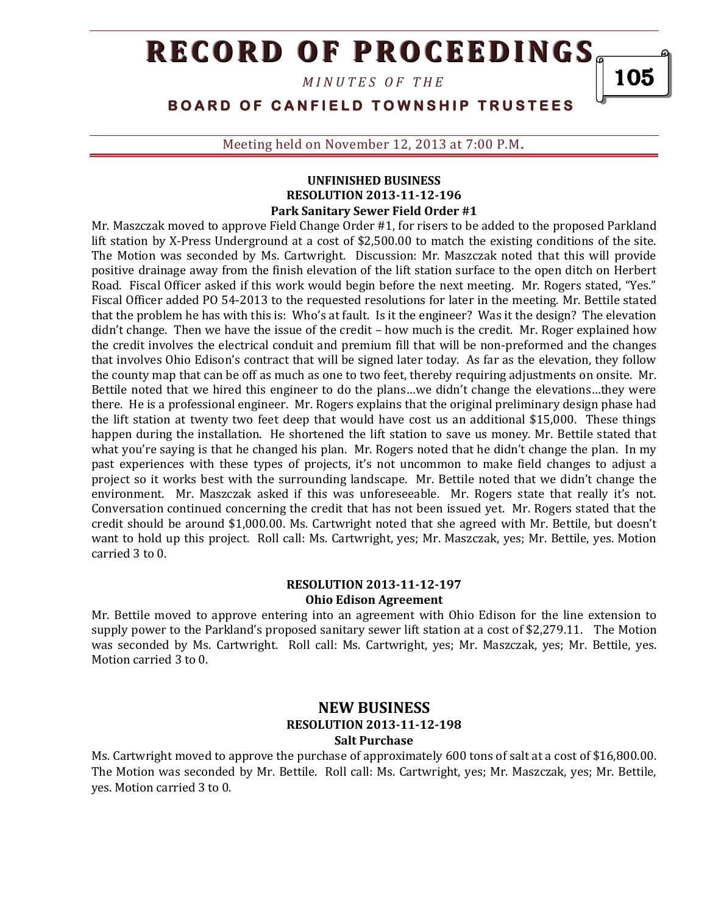## UNFINISHED BUSINESS

### RESOLUTION 2013-11-12-196

**Park Sanitary Sewer Field Order #1**

Mr. Maszczak moved to approve Field Change Order #1, for risers to be added to the proposed Parkland lift station by X-Press Underground at a cost of $2,500.00 to match the existing conditions of the site. The Motion was seconded by Ms. Cartwright. Discussion: Mr. Maszczak noted that this will provide positive drainage away from the finish elevation of the lift station surface to the open ditch on Herbert Road. Fiscal Officer asked if this work would begin before the next meeting. Mr. Rogers stated, "Yes." Fiscal Officer added PO 54-2013 to the requested resolutions for later in the meeting. Mr. Bettile stated that the problem he has with this is: Who's at fault. Is it the engineer? Was it the design? The elevation didn't change. Then we have the issue of the credit – how much is the credit. Mr. Roger explained how the credit involves the electrical conduit and premium fill that will be non-preformed and the changes that involves Ohio Edison's contract that will be signed later today. As far as the elevation, they follow the county map that can be off as much as one to two feet, thereby requiring adjustments on onsite. Mr. Bettile noted that we hired this engineer to do the plans…we didn't change the elevations…they were there. He is a professional engineer. Mr. Rogers explains that the original preliminary design phase had the lift station at twenty two feet deep that would have cost us an additional $15,000. These things happen during the installation. He shortened the lift station to save us money. Mr. Bettile stated that what you're saying is that he changed his plan. Mr. Rogers noted that he didn't change the plan. In my past experiences with these types of projects, it's not uncommon to make field changes to adjust a project so it works best with the surrounding landscape. Mr. Bettile noted that we didn't change the environment. Mr. Maszczak asked if this was unforeseeable. Mr. Rogers state that really it's not. Conversation continued concerning the credit that has not been issued yet. Mr. Rogers stated that the credit should be around $1,000.00. Ms. Cartwright noted that she agreed with Mr. Bettile, but doesn't want to hold up this project. Roll call: Ms. Cartwright, yes; Mr. Maszczak, yes; Mr. Bettile, yes. Motion carried 3 to 0.

### RESOLUTION 2013-11-12-197

**Ohio Edison Agreement**

Mr. Bettile moved to approve entering into an agreement with Ohio Edison for the line extension to supply power to the Parkland's proposed sanitary sewer lift station at a cost of $2,279.11. The Motion was seconded by Ms. Cartwright. Roll call: Ms. Cartwright, yes; Mr. Maszczak, yes; Mr. Bettile, yes. Motion carried 3 to 0.

## NEW BUSINESS

### RESOLUTION 2013-11-12-198

**Salt Purchase**

Ms. Cartwright moved to approve the purchase of approximately 600 tons of salt at a cost of $16,800.00. The Motion was seconded by Mr. Bettile. Roll call: Ms. Cartwright, yes; Mr. Maszczak, yes; Mr. Bettile, yes. Motion carried 3 to 0.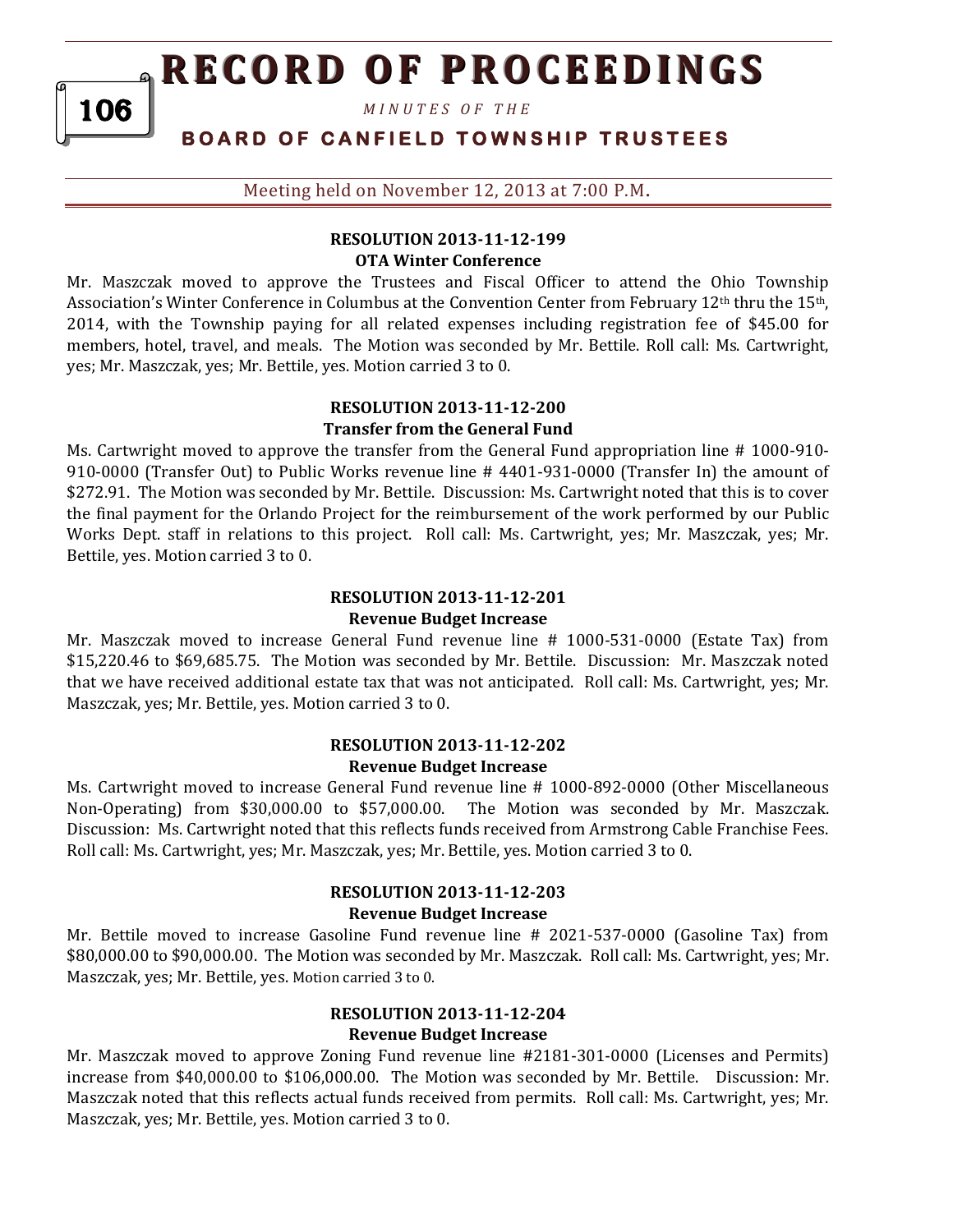Meeting held on November 12, 2013 at 7:00 P.M.

### RESOLUTION 2013-11-12-199
**OTA Winter Conference**

Mr. Maszczak moved to approve the Trustees and Fiscal Officer to attend the Ohio Township Association's Winter Conference in Columbus at the Convention Center from February 12th thru the 15th, 2014, with the Township paying for all related expenses including registration fee of $45.00 for members, hotel, travel, and meals. The Motion was seconded by Mr. Bettile. Roll call: Ms. Cartwright, yes; Mr. Maszczak, yes; Mr. Bettile, yes. Motion carried 3 to 0.

### RESOLUTION 2013-11-12-200
**Transfer from the General Fund**

Ms. Cartwright moved to approve the transfer from the General Fund appropriation line # 1000-910-910-0000 (Transfer Out) to Public Works revenue line # 4401-931-0000 (Transfer In) the amount of $272.91. The Motion was seconded by Mr. Bettile. Discussion: Ms. Cartwright noted that this is to cover the final payment for the Orlando Project for the reimbursement of the work performed by our Public Works Dept. staff in relations to this project. Roll call: Ms. Cartwright, yes; Mr. Maszczak, yes; Mr. Bettile, yes. Motion carried 3 to 0.

### RESOLUTION 2013-11-12-201
**Revenue Budget Increase**

Mr. Maszczak moved to increase General Fund revenue line # 1000-531-0000 (Estate Tax) from $15,220.46 to $69,685.75. The Motion was seconded by Mr. Bettile. Discussion: Mr. Maszczak noted that we have received additional estate tax that was not anticipated. Roll call: Ms. Cartwright, yes; Mr. Maszczak, yes; Mr. Bettile, yes. Motion carried 3 to 0.

### RESOLUTION 2013-11-12-202
**Revenue Budget Increase**

Ms. Cartwright moved to increase General Fund revenue line # 1000-892-0000 (Other Miscellaneous Non-Operating) from $30,000.00 to $57,000.00. The Motion was seconded by Mr. Maszczak. Discussion: Ms. Cartwright noted that this reflects funds received from Armstrong Cable Franchise Fees. Roll call: Ms. Cartwright, yes; Mr. Maszczak, yes; Mr. Bettile, yes. Motion carried 3 to 0.

### RESOLUTION 2013-11-12-203
**Revenue Budget Increase**

Mr. Bettile moved to increase Gasoline Fund revenue line # 2021-537-0000 (Gasoline Tax) from $80,000.00 to $90,000.00. The Motion was seconded by Mr. Maszczak. Roll call: Ms. Cartwright, yes; Mr. Maszczak, yes; Mr. Bettile, yes. Motion carried 3 to 0.

### RESOLUTION 2013-11-12-204
**Revenue Budget Increase**

Mr. Maszczak moved to approve Zoning Fund revenue line #2181-301-0000 (Licenses and Permits) increase from $40,000.00 to $106,000.00. The Motion was seconded by Mr. Bettile. Discussion: Mr. Maszczak noted that this reflects actual funds received from permits. Roll call: Ms. Cartwright, yes; Mr. Maszczak, yes; Mr. Bettile, yes. Motion carried 3 to 0.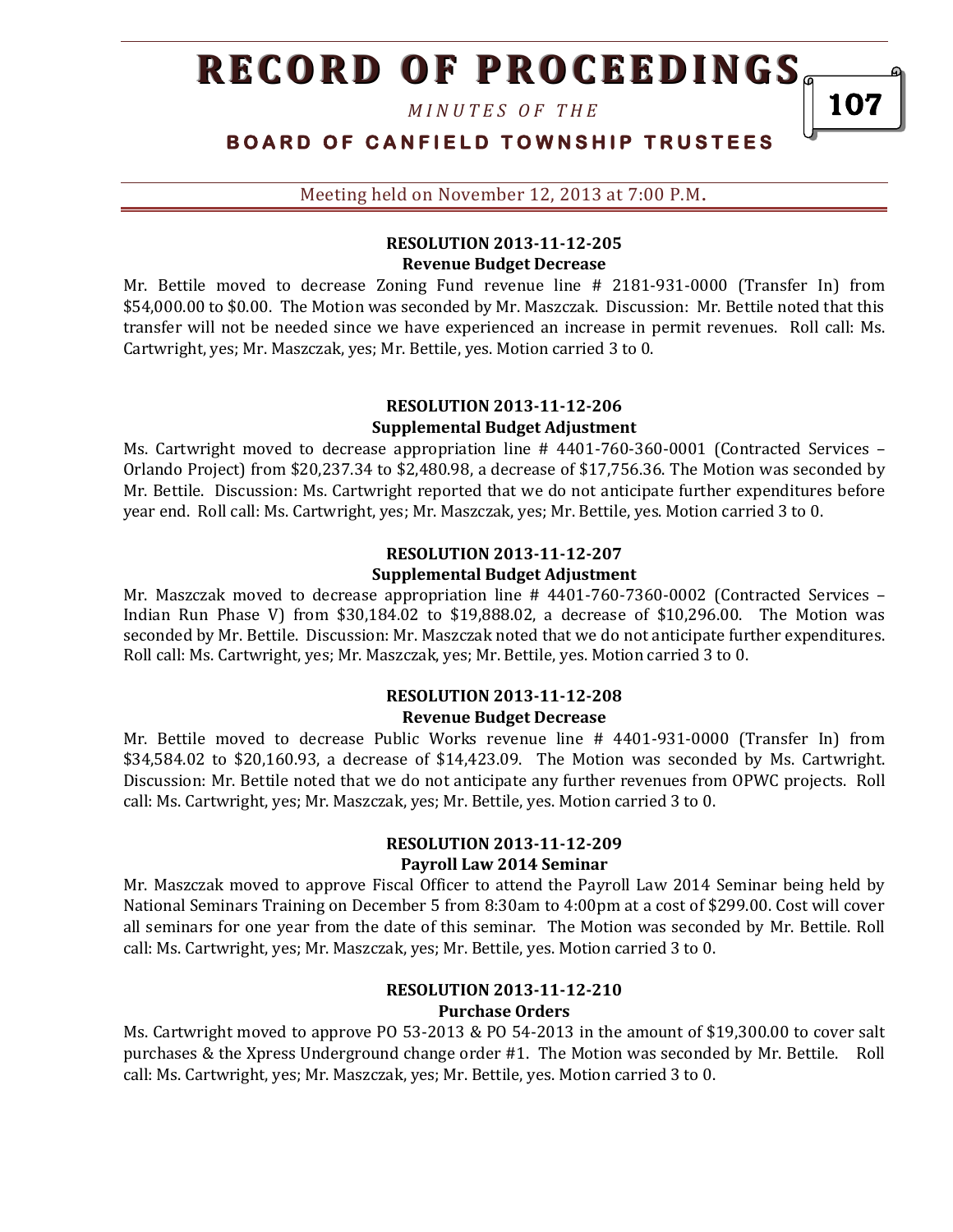### RESOLUTION 2013-11-12-205
**Revenue Budget Decrease**

Mr. Bettile moved to decrease Zoning Fund revenue line # 2181-931-0000 (Transfer In) from $54,000.00 to $0.00. The Motion was seconded by Mr. Maszczak. Discussion: Mr. Bettile noted that this transfer will not be needed since we have experienced an increase in permit revenues. Roll call: Ms. Cartwright, yes; Mr. Maszczak, yes; Mr. Bettile, yes. Motion carried 3 to 0.

### RESOLUTION 2013-11-12-206
**Supplemental Budget Adjustment**

Ms. Cartwright moved to decrease appropriation line # 4401-760-360-0001 (Contracted Services – Orlando Project) from $20,237.34 to $2,480.98, a decrease of $17,756.36. The Motion was seconded by Mr. Bettile. Discussion: Ms. Cartwright reported that we do not anticipate further expenditures before year end. Roll call: Ms. Cartwright, yes; Mr. Maszczak, yes; Mr. Bettile, yes. Motion carried 3 to 0.

### RESOLUTION 2013-11-12-207
**Supplemental Budget Adjustment**

Mr. Maszczak moved to decrease appropriation line # 4401-760-7360-0002 (Contracted Services – Indian Run Phase V) from $30,184.02 to $19,888.02, a decrease of $10,296.00. The Motion was seconded by Mr. Bettile. Discussion: Mr. Maszczak noted that we do not anticipate further expenditures. Roll call: Ms. Cartwright, yes; Mr. Maszczak, yes; Mr. Bettile, yes. Motion carried 3 to 0.

### RESOLUTION 2013-11-12-208
**Revenue Budget Decrease**

Mr. Bettile moved to decrease Public Works revenue line # 4401-931-0000 (Transfer In) from $34,584.02 to $20,160.93, a decrease of $14,423.09. The Motion was seconded by Ms. Cartwright. Discussion: Mr. Bettile noted that we do not anticipate any further revenues from OPWC projects. Roll call: Ms. Cartwright, yes; Mr. Maszczak, yes; Mr. Bettile, yes. Motion carried 3 to 0.

### RESOLUTION 2013-11-12-209
**Payroll Law 2014 Seminar**

Mr. Maszczak moved to approve Fiscal Officer to attend the Payroll Law 2014 Seminar being held by National Seminars Training on December 5 from 8:30am to 4:00pm at a cost of $299.00. Cost will cover all seminars for one year from the date of this seminar. The Motion was seconded by Mr. Bettile. Roll call: Ms. Cartwright, yes; Mr. Maszczak, yes; Mr. Bettile, yes. Motion carried 3 to 0.

### RESOLUTION 2013-11-12-210
**Purchase Orders**

Ms. Cartwright moved to approve PO 53-2013 & PO 54-2013 in the amount of $19,300.00 to cover salt purchases & the Xpress Underground change order #1. The Motion was seconded by Mr. Bettile. Roll call: Ms. Cartwright, yes; Mr. Maszczak, yes; Mr. Bettile, yes. Motion carried 3 to 0.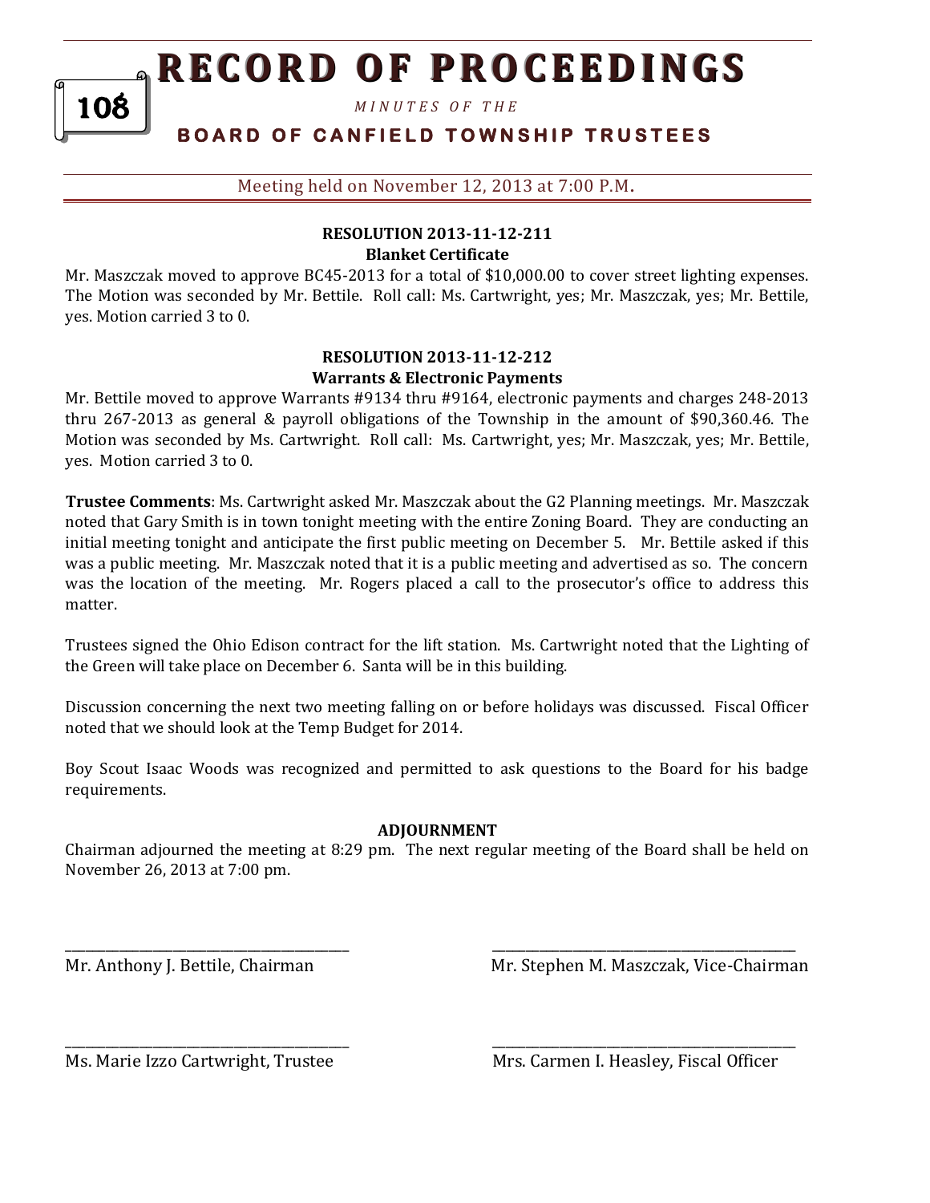Meeting held on November 12, 2013 at 7:00 P.M.

**RESOLUTION 2013-11-12-211**
**Blanket Certificate**

Mr. Maszczak moved to approve BC45-2013 for a total of $10,000.00 to cover street lighting expenses. The Motion was seconded by Mr. Bettile. Roll call: Ms. Cartwright, yes; Mr. Maszczak, yes; Mr. Bettile, yes. Motion carried 3 to 0.

**RESOLUTION 2013-11-12-212**
**Warrants & Electronic Payments**

Mr. Bettile moved to approve Warrants #9134 thru #9164, electronic payments and charges 248-2013 thru 267-2013 as general & payroll obligations of the Township in the amount of $90,360.46. The Motion was seconded by Ms. Cartwright. Roll call: Ms. Cartwright, yes; Mr. Maszczak, yes; Mr. Bettile, yes. Motion carried 3 to 0.

**Trustee Comments**: Ms. Cartwright asked Mr. Maszczak about the G2 Planning meetings. Mr. Maszczak noted that Gary Smith is in town tonight meeting with the entire Zoning Board. They are conducting an initial meeting tonight and anticipate the first public meeting on December 5. Mr. Bettile asked if this was a public meeting. Mr. Maszczak noted that it is a public meeting and advertised as so. The concern was the location of the meeting. Mr. Rogers placed a call to the prosecutor's office to address this matter.

Trustees signed the Ohio Edison contract for the lift station. Ms. Cartwright noted that the Lighting of the Green will take place on December 6. Santa will be in this building.

Discussion concerning the next two meeting falling on or before holidays was discussed. Fiscal Officer noted that we should look at the Temp Budget for 2014.

Boy Scout Isaac Woods was recognized and permitted to ask questions to the Board for his badge requirements.

**ADJOURNMENT**

Chairman adjourned the meeting at 8:29 pm. The next regular meeting of the Board shall be held on November 26, 2013 at 7:00 pm.

\_\_\_\_\_\_\_\_\_\_\_\_\_\_\_\_\_\_\_\_\_\_\_\_\_\_\_\_\_\_\_\_\_\_\_\_\_\_\_\_
Mr. Anthony J. Bettile, Chairman

\_\_\_\_\_\_\_\_\_\_\_\_\_\_\_\_\_\_\_\_\_\_\_\_\_\_\_\_\_\_\_\_\_\_\_\_\_\_\_\_
Mr. Stephen M. Maszczak, Vice-Chairman

\_\_\_\_\_\_\_\_\_\_\_\_\_\_\_\_\_\_\_\_\_\_\_\_\_\_\_\_\_\_\_\_\_\_\_\_\_\_\_\_
Ms. Marie Izzo Cartwright, Trustee

\_\_\_\_\_\_\_\_\_\_\_\_\_\_\_\_\_\_\_\_\_\_\_\_\_\_\_\_\_\_\_\_\_\_\_\_\_\_\_\_
Mrs. Carmen I. Heasley, Fiscal Officer